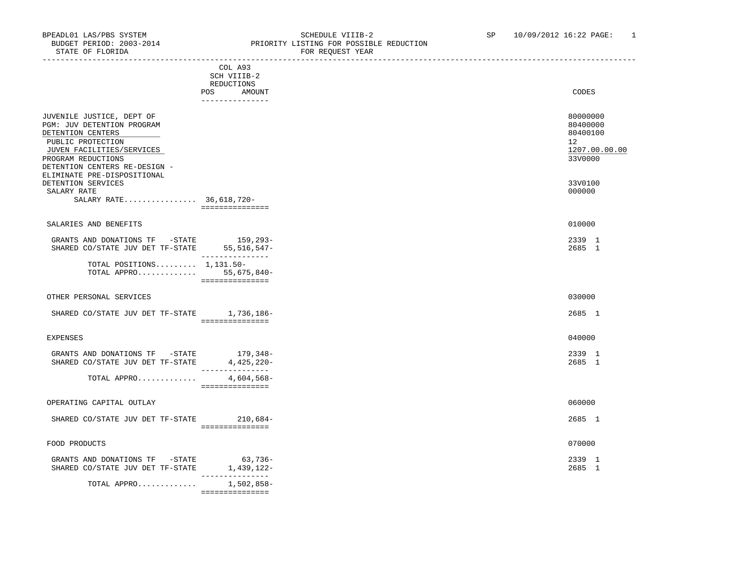BPEADL01 LAS/PBS SYSTEM
BUDGET PERIOD: 2003-2014
STATE OF FLORIDA

SCHEDULE VIIIB-2
PRIORITY LISTING FOR POSSIBLE REDUCTION
FOR REQUEST YEAR

SP 10/09/2012 16:22

| | COL A93 SCH VIIIB-2 REDUCTIONS POS AMOUNT | CODES |
|---|---|---|
| JUVENILE JUSTICE, DEPT OF | | 80000000 |
| PGM: JUV DETENTION PROGRAM | | 80400000 |
| DETENTION CENTERS | | 80400100 |
| PUBLIC PROTECTION | | 12 |
| JUVEN FACILITIES/SERVICES | | 1207.00.00.00 |
| PROGRAM REDUCTIONS | | 33V0000 |
| DETENTION CENTERS RE-DESIGN - ELIMINATE PRE-DISPOSITIONAL DETENTION SERVICES | | 33V0100 |
| SALARY RATE | | 000000 |
| SALARY RATE................ | 36,618,720- | |
| SALARIES AND BENEFITS | | 010000 |
| GRANTS AND DONATIONS TF -STATE | 159,293- | 2339 1 |
| SHARED CO/STATE JUV DET TF-STATE | 55,516,547- | 2685 1 |
| TOTAL POSITIONS......... | 1,131.50- | |
| TOTAL APPRO............ | 55,675,840- | |
| OTHER PERSONAL SERVICES | | 030000 |
| SHARED CO/STATE JUV DET TF-STATE | 1,736,186- | 2685 1 |
| EXPENSES | | 040000 |
| GRANTS AND DONATIONS TF -STATE | 179,348- | 2339 1 |
| SHARED CO/STATE JUV DET TF-STATE | 4,425,220- | 2685 1 |
| TOTAL APPRO............ | 4,604,568- | |
| OPERATING CAPITAL OUTLAY | | 060000 |
| SHARED CO/STATE JUV DET TF-STATE | 210,684- | 2685 1 |
| FOOD PRODUCTS | | 070000 |
| GRANTS AND DONATIONS TF -STATE | 63,736- | 2339 1 |
| SHARED CO/STATE JUV DET TF-STATE | 1,439,122- | 2685 1 |
| TOTAL APPRO............ | 1,502,858- | |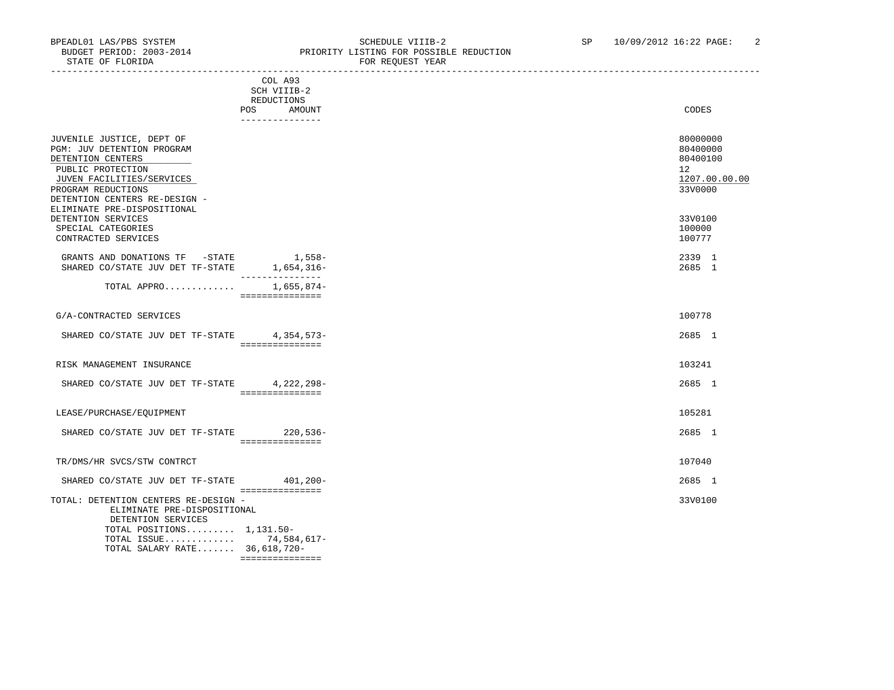BPEADL01 LAS/PBS SYSTEM
BUDGET PERIOD: 2003-2014
STATE OF FLORIDA

SCHEDULE VIIIB-2
PRIORITY LISTING FOR POSSIBLE REDUCTION
FOR REQUEST YEAR

SP 10/09/2012 16:22

| | COL A93 SCH VIIIB-2 REDUCTIONS POS AMOUNT | CODES |
|---|---|---|
| JUVENILE JUSTICE, DEPT OF | | 80000000 |
| PGM: JUV DETENTION PROGRAM | | 80400000 |
| DETENTION CENTERS | | 80400100 |
| PUBLIC PROTECTION | | 12 |
| JUVEN FACILITIES/SERVICES | | 1207.00.00.00 |
| PROGRAM REDUCTIONS | | 33V0000 |
| DETENTION CENTERS RE-DESIGN - ELIMINATE PRE-DISPOSITIONAL DETENTION SERVICES | | 33V0100 |
| SPECIAL CATEGORIES | | 100000 |
| CONTRACTED SERVICES | | 100777 |
| GRANTS AND DONATIONS TF -STATE | 1,558- | 2339 1 |
| SHARED CO/STATE JUV DET TF-STATE | 1,654,316- | 2685 1 |
| TOTAL APPRO............ | 1,655,874- | |
| G/A-CONTRACTED SERVICES | | 100778 |
| SHARED CO/STATE JUV DET TF-STATE | 4,354,573- | 2685 1 |
| RISK MANAGEMENT INSURANCE | | 103241 |
| SHARED CO/STATE JUV DET TF-STATE | 4,222,298- | 2685 1 |
| LEASE/PURCHASE/EQUIPMENT | | 105281 |
| SHARED CO/STATE JUV DET TF-STATE | 220,536- | 2685 1 |
| TR/DMS/HR SVCS/STW CONTRCT | | 107040 |
| SHARED CO/STATE JUV DET TF-STATE | 401,200- | 2685 1 |
| TOTAL: DETENTION CENTERS RE-DESIGN - ELIMINATE PRE-DISPOSITIONAL DETENTION SERVICES | | 33V0100 |
| TOTAL POSITIONS......... | 1,131.50- | |
| TOTAL ISSUE............. | 74,584,617- | |
| TOTAL SALARY RATE....... | 36,618,720- | |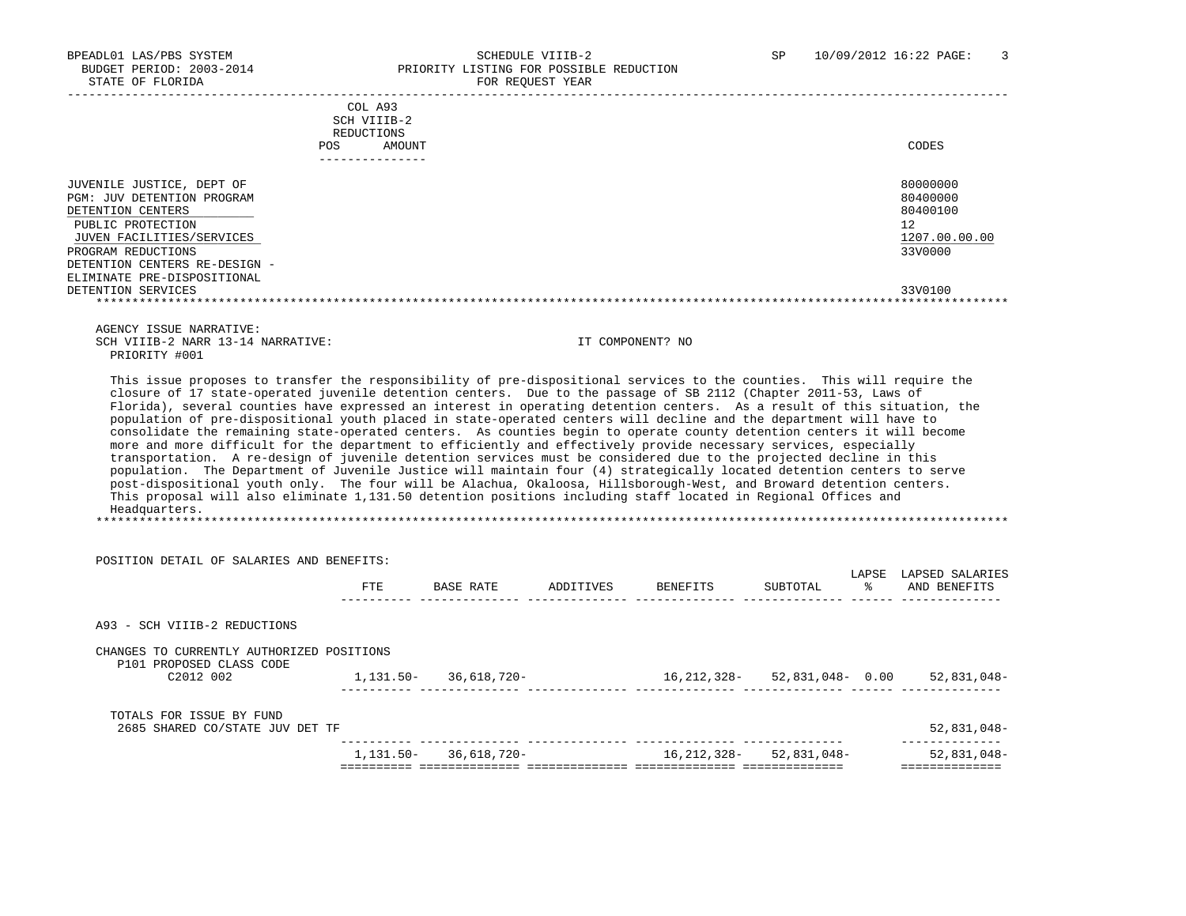BPEADL01 LAS/PBS SYSTEM — SCHEDULE VIIIB-2 — SP 10/09/2012 16:22

BUDGET PERIOD: 2003-2014 — PRIORITY LISTING FOR POSSIBLE REDUCTION

STATE OF FLORIDA — FOR REQUEST YEAR

| | COL A93 SCH VIIIB-2 REDUCTIONS POS AMOUNT | CODES |
|---|---|---|
| JUVENILE JUSTICE, DEPT OF | | 80000000 |
| PGM: JUV DETENTION PROGRAM | | 80400000 |
| DETENTION CENTERS | | 80400100 |
| PUBLIC PROTECTION | | 12 |
| JUVEN FACILITIES/SERVICES | | 1207.00.00.00 |
| PROGRAM REDUCTIONS | | 33V0000 |
| DETENTION CENTERS RE-DESIGN - ELIMINATE PRE-DISPOSITIONAL DETENTION SERVICES | | 33V0100 |

AGENCY ISSUE NARRATIVE:

SCH VIIIB-2 NARR 13-14 NARRATIVE: IT COMPONENT? NO

PRIORITY #001

This issue proposes to transfer the responsibility of pre-dispositional services to the counties. This will require the closure of 17 state-operated juvenile detention centers. Due to the passage of SB 2112 (Chapter 2011-53, Laws of Florida), several counties have expressed an interest in operating detention centers. As a result of this situation, the population of pre-dispositional youth placed in state-operated centers will decline and the department will have to consolidate the remaining state-operated centers. As counties begin to operate county detention centers it will become more and more difficult for the department to efficiently and effectively provide necessary services, especially transportation. A re-design of juvenile detention services must be considered due to the projected decline in this population. The Department of Juvenile Justice will maintain four (4) strategically located detention centers to serve post-dispositional youth only. The four will be Alachua, Okaloosa, Hillsborough-West, and Broward detention centers. This proposal will also eliminate 1,131.50 detention positions including staff located in Regional Offices and Headquarters.

POSITION DETAIL OF SALARIES AND BENEFITS:

| | FTE | BASE RATE | ADDITIVES | BENEFITS | SUBTOTAL | LAPSE % | LAPSED SALARIES AND BENEFITS |
|---|---|---|---|---|---|---|---|
| A93 - SCH VIIIB-2 REDUCTIONS | | | | | | | |
| CHANGES TO CURRENTLY AUTHORIZED POSITIONS | | | | | | | |
| P101 PROPOSED CLASS CODE | | | | | | | |
| C2012 002 | 1,131.50- | 36,618,720- | | 16,212,328- | 52,831,048- | 0.00 | 52,831,048- |
| TOTALS FOR ISSUE BY FUND | | | | | | | |
| 2685 SHARED CO/STATE JUV DET TF | | | | | | | 52,831,048- |
| | 1,131.50- | 36,618,720- | | 16,212,328- | 52,831,048- | | 52,831,048- |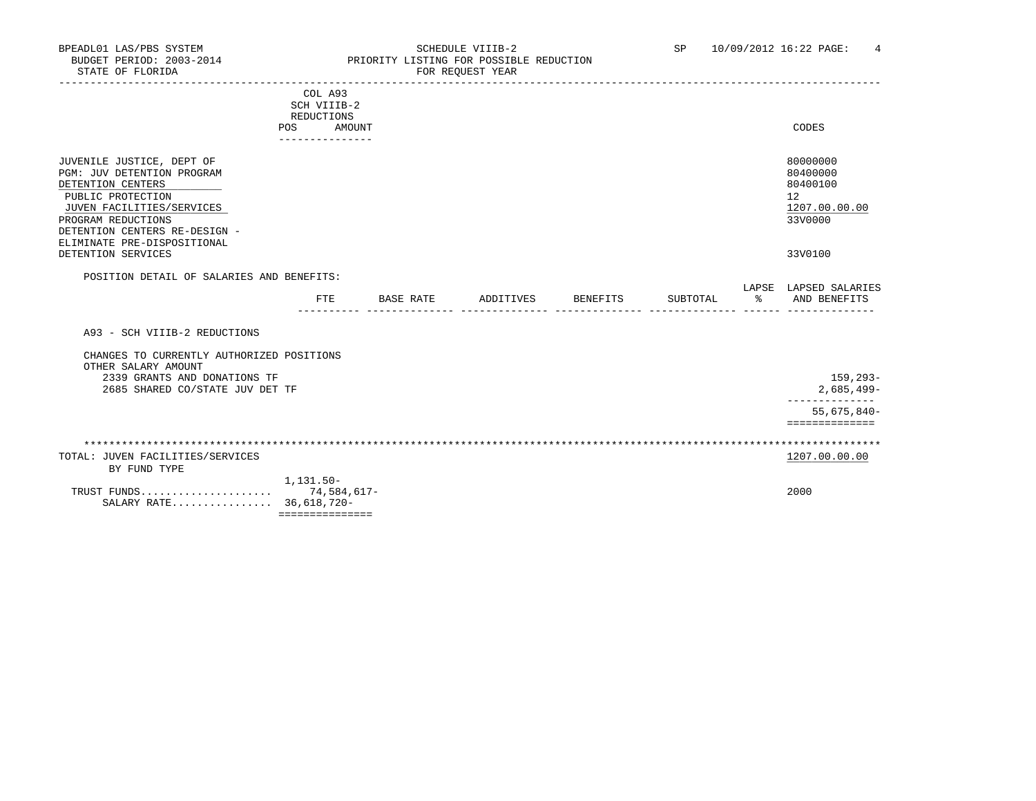BPEADL01 LAS/PBS SYSTEM — SCHEDULE VIIIB-2 — PRIORITY LISTING FOR POSSIBLE REDUCTION — FOR REQUEST YEAR

BUDGET PERIOD: 2003-2014

STATE OF FLORIDA

SP 10/09/2012 16:22

| | COL A93 SCH VIIIB-2 REDUCTIONS POS AMOUNT | CODES |
|---|---|---|
| JUVENILE JUSTICE, DEPT OF | | 80000000 |
| PGM: JUV DETENTION PROGRAM | | 80400000 |
| DETENTION CENTERS | | 80400100 |
| PUBLIC PROTECTION | | 12 |
| JUVEN FACILITIES/SERVICES | | 1207.00.00.00 |
| PROGRAM REDUCTIONS | | 33V0000 |
| DETENTION CENTERS RE-DESIGN - ELIMINATE PRE-DISPOSITIONAL DETENTION SERVICES | | 33V0100 |

POSITION DETAIL OF SALARIES AND BENEFITS:

| | FTE | BASE RATE | ADDITIVES | BENEFITS | SUBTOTAL | LAPSE % | LAPSED SALARIES AND BENEFITS |
|---|---|---|---|---|---|---|---|
| A93 - SCH VIIIB-2 REDUCTIONS | | | | | | | |
| CHANGES TO CURRENTLY AUTHORIZED POSITIONS | | | | | | | |
| OTHER SALARY AMOUNT | | | | | | | |
| 2339 GRANTS AND DONATIONS TF | | | | | | | 159,293- |
| 2685 SHARED CO/STATE JUV DET TF | | | | | | | 2,685,499- |
| | | | | | | | 55,675,840- |

| TOTAL: JUVEN FACILITIES/SERVICES BY FUND TYPE | | 1207.00.00.00 |
|---|---|---|
| | 1,131.50- | |
| TRUST FUNDS..................... | 74,584,617- | 2000 |
| SALARY RATE................ | 36,618,720- | |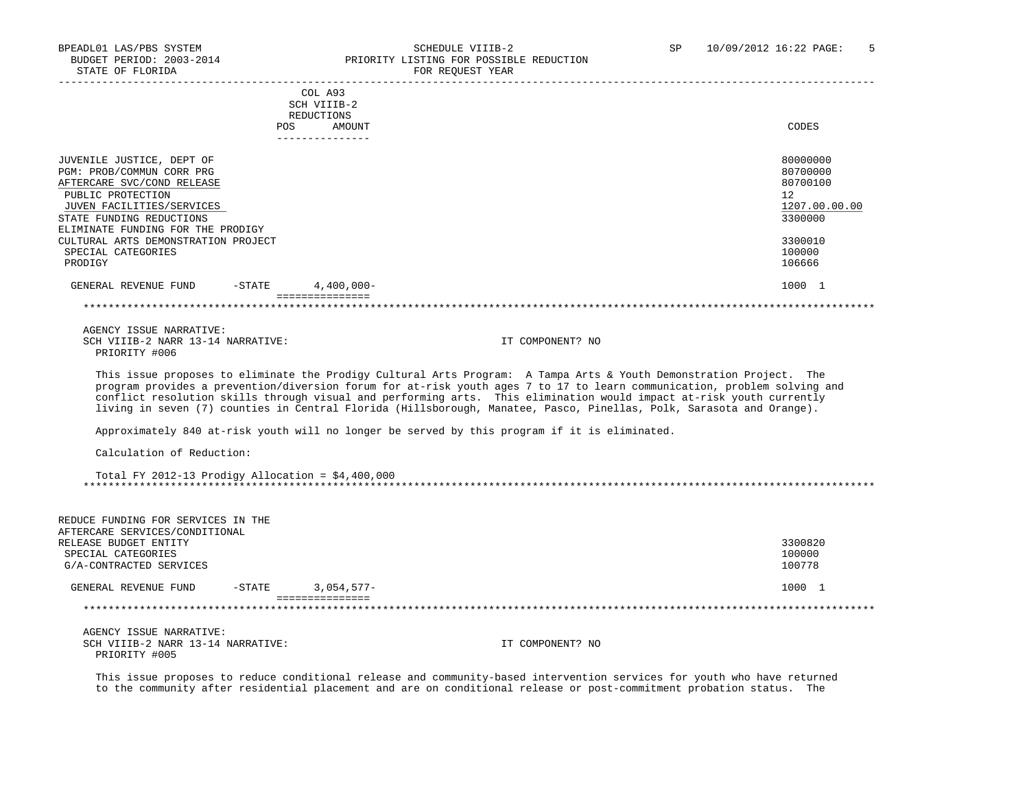| | COL A93 SCH VIIIB-2 REDUCTIONS POS | AMOUNT | CODES |
|---|---|---|---|
| JUVENILE JUSTICE, DEPT OF | | | 80000000 |
| PGM: PROB/COMMUN CORR PRG | | | 80700000 |
| AFTERCARE SVC/COND RELEASE | | | 80700100 |
| PUBLIC PROTECTION | | | 12 |
| JUVEN FACILITIES/SERVICES | | | 1207.00.00.00 |
| STATE FUNDING REDUCTIONS | | | 3300000 |
| ELIMINATE FUNDING FOR THE PRODIGY CULTURAL ARTS DEMONSTRATION PROJECT | | | 3300010 |
| SPECIAL CATEGORIES | | | 100000 |
| PRODIGY | | | 106666 |
| GENERAL REVENUE FUND -STATE | | 4,400,000- | 1000 1 |

AGENCY ISSUE NARRATIVE:
SCH VIIIB-2 NARR 13-14 NARRATIVE: IT COMPONENT? NO
PRIORITY #006

This issue proposes to eliminate the Prodigy Cultural Arts Program: A Tampa Arts & Youth Demonstration Project. The program provides a prevention/diversion forum for at-risk youth ages 7 to 17 to learn communication, problem solving and conflict resolution skills through visual and performing arts. This elimination would impact at-risk youth currently living in seven (7) counties in Central Florida (Hillsborough, Manatee, Pasco, Pinellas, Polk, Sarasota and Orange).

Approximately 840 at-risk youth will no longer be served by this program if it is eliminated.

Calculation of Reduction:

Total FY 2012-13 Prodigy Allocation = $4,400,000

| | POS | AMOUNT | CODES |
|---|---|---|---|
| REDUCE FUNDING FOR SERVICES IN THE AFTERCARE SERVICES/CONDITIONAL RELEASE BUDGET ENTITY | | | 3300820 |
| SPECIAL CATEGORIES | | | 100000 |
| G/A-CONTRACTED SERVICES | | | 100778 |
| GENERAL REVENUE FUND -STATE | | 3,054,577- | 1000 1 |

AGENCY ISSUE NARRATIVE:
SCH VIIIB-2 NARR 13-14 NARRATIVE: IT COMPONENT? NO
PRIORITY #005

This issue proposes to reduce conditional release and community-based intervention services for youth who have returned to the community after residential placement and are on conditional release or post-commitment probation status. The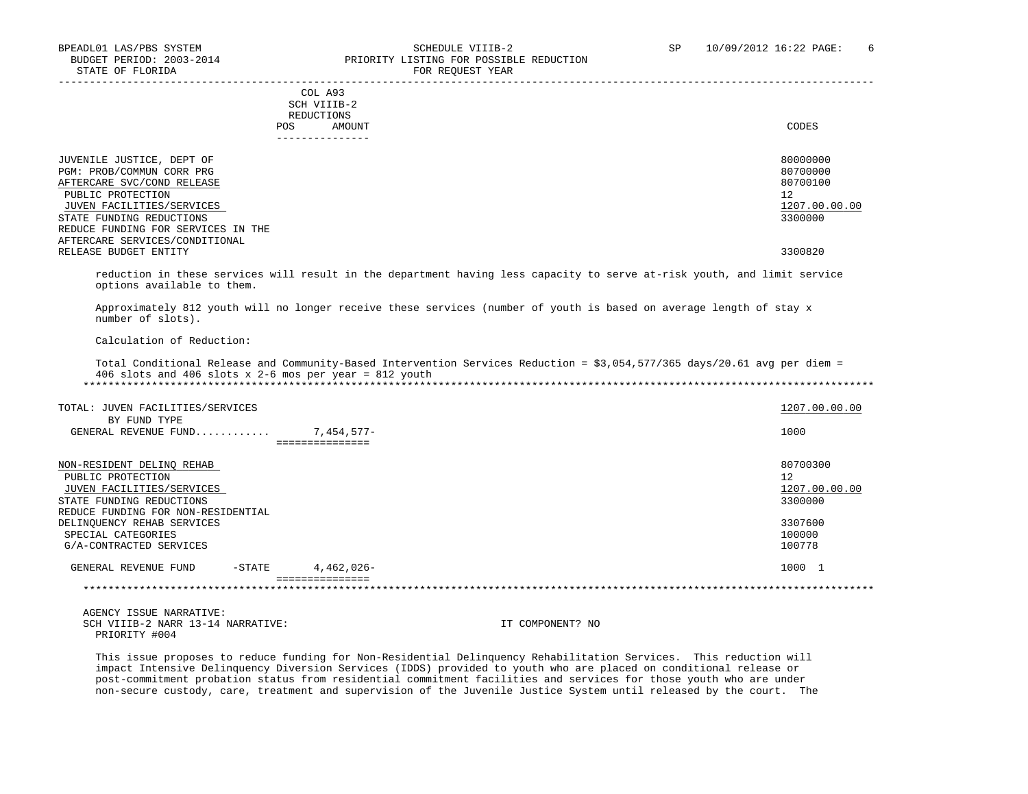| | COL A93 SCH VIIIB-2 REDUCTIONS POS AMOUNT | CODES |
|---|---|---|
| JUVENILE JUSTICE, DEPT OF | | 80000000 |
| PGM: PROB/COMMUN CORR PRG | | 80700000 |
| AFTERCARE SVC/COND RELEASE | | 80700100 |
| PUBLIC PROTECTION | | 12 |
| JUVEN FACILITIES/SERVICES | | 1207.00.00.00 |
| STATE FUNDING REDUCTIONS | | 3300000 |
| REDUCE FUNDING FOR SERVICES IN THE AFTERCARE SERVICES/CONDITIONAL RELEASE BUDGET ENTITY | | 3300820 |

reduction in these services will result in the department having less capacity to serve at-risk youth, and limit service options available to them.

Approximately 812 youth will no longer receive these services (number of youth is based on average length of stay x number of slots).

Calculation of Reduction:

Total Conditional Release and Community-Based Intervention Services Reduction = $3,054,577/365 days/20.61 avg per diem = 406 slots and 406 slots x 2-6 mos per year = 812 youth

*******************************************************************************************************************

| | | |
|---|---|---|
| TOTAL: JUVEN FACILITIES/SERVICES | | 1207.00.00.00 |
| BY FUND TYPE | | |
| GENERAL REVENUE FUND........... | 7,454,577- | 1000 |
| | =============== | |
| NON-RESIDENT DELINQ REHAB | | 80700300 |
| PUBLIC PROTECTION | | 12 |
| JUVEN FACILITIES/SERVICES | | 1207.00.00.00 |
| STATE FUNDING REDUCTIONS | | 3300000 |
| REDUCE FUNDING FOR NON-RESIDENTIAL DELINQUENCY REHAB SERVICES | | 3307600 |
| SPECIAL CATEGORIES | | 100000 |
| G/A-CONTRACTED SERVICES | | 100778 |
| GENERAL REVENUE FUND -STATE | 4,462,026- | 1000 1 |
| | =============== | |

*******************************************************************************************************************

AGENCY ISSUE NARRATIVE:
SCH VIIIB-2 NARR 13-14 NARRATIVE: IT COMPONENT? NO
PRIORITY #004

This issue proposes to reduce funding for Non-Residential Delinquency Rehabilitation Services. This reduction will impact Intensive Delinquency Diversion Services (IDDS) provided to youth who are placed on conditional release or post-commitment probation status from residential commitment facilities and services for those youth who are under non-secure custody, care, treatment and supervision of the Juvenile Justice System until released by the court. The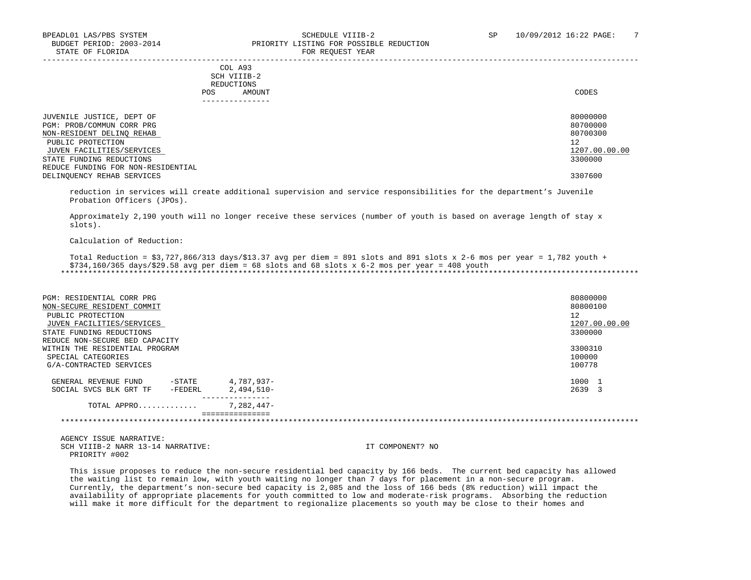| | COL A93 SCH VIIIB-2 REDUCTIONS POS AMOUNT | CODES |
|---|---|---|
| JUVENILE JUSTICE, DEPT OF | | 80000000 |
| PGM: PROB/COMMUN CORR PRG | | 80700000 |
| NON-RESIDENT DELINQ REHAB | | 80700300 |
| PUBLIC PROTECTION | | 12 |
| JUVEN FACILITIES/SERVICES | | 1207.00.00.00 |
| STATE FUNDING REDUCTIONS | | 3300000 |
| REDUCE FUNDING FOR NON-RESIDENTIAL DELINQUENCY REHAB SERVICES | | 3307600 |

reduction in services will create additional supervision and service responsibilities for the department's Juvenile Probation Officers (JPOs).

Approximately 2,190 youth will no longer receive these services (number of youth is based on average length of stay x slots).

Calculation of Reduction:

Total Reduction = $3,727,866/313 days/$13.37 avg per diem = 891 slots and 891 slots x 2-6 mos per year = 1,782 youth + $734,160/365 days/$29.58 avg per diem = 68 slots and 68 slots x 6-2 mos per year = 408 youth

*****************************************************************************************************************************

| | POS | AMOUNT | CODES |
|---|---|---|---|
| PGM: RESIDENTIAL CORR PRG | | | 80800000 |
| NON-SECURE RESIDENT COMMIT | | | 80800100 |
| PUBLIC PROTECTION | | | 12 |
| JUVEN FACILITIES/SERVICES | | | 1207.00.00.00 |
| STATE FUNDING REDUCTIONS | | | 3300000 |
| REDUCE NON-SECURE BED CAPACITY WITHIN THE RESIDENTIAL PROGRAM | | | 3300310 |
| SPECIAL CATEGORIES | | | 100000 |
| G/A-CONTRACTED SERVICES | | | 100778 |
| GENERAL REVENUE FUND -STATE | | 4,787,937- | 1000 1 |
| SOCIAL SVCS BLK GRT TF -FEDERL | | 2,494,510- | 2639 3 |
| TOTAL APPRO............ | | 7,282,447- | |

*****************************************************************************************************************************

AGENCY ISSUE NARRATIVE:
SCH VIIIB-2 NARR 13-14 NARRATIVE: IT COMPONENT? NO
PRIORITY #002

This issue proposes to reduce the non-secure residential bed capacity by 166 beds. The current bed capacity has allowed the waiting list to remain low, with youth waiting no longer than 7 days for placement in a non-secure program. Currently, the department's non-secure bed capacity is 2,085 and the loss of 166 beds (8% reduction) will impact the availability of appropriate placements for youth committed to low and moderate-risk programs. Absorbing the reduction will make it more difficult for the department to regionalize placements so youth may be close to their homes and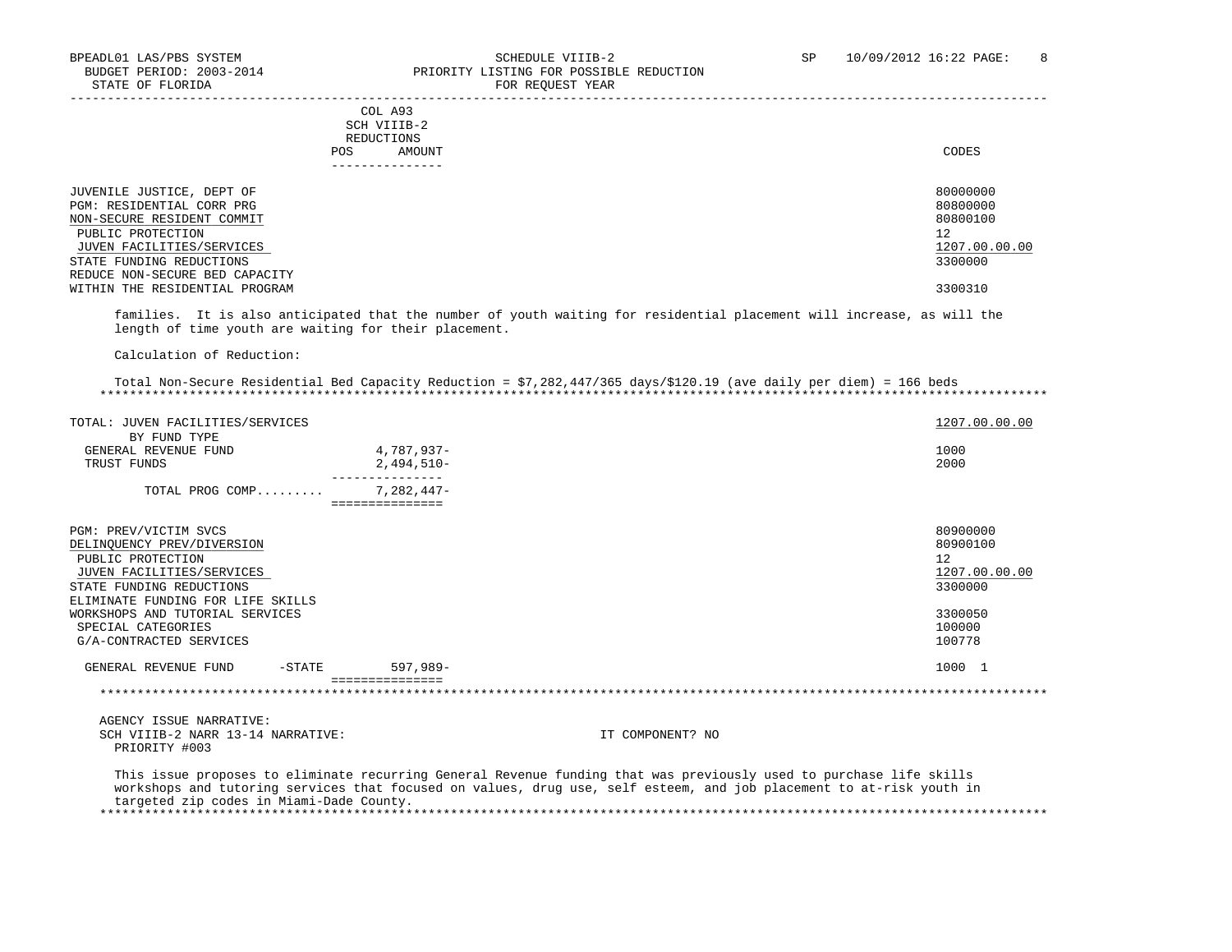COL A93
SCH VIIIB-2
REDUCTIONS

| | POS | AMOUNT | CODES |
|---|---|---|---|
| JUVENILE JUSTICE, DEPT OF | | | 80000000 |
| PGM: RESIDENTIAL CORR PRG | | | 80800000 |
| NON-SECURE RESIDENT COMMIT | | | 80800100 |
| PUBLIC PROTECTION | | | 12 |
| JUVEN FACILITIES/SERVICES | | | 1207.00.00.00 |
| STATE FUNDING REDUCTIONS | | | 3300000 |
| REDUCE NON-SECURE BED CAPACITY WITHIN THE RESIDENTIAL PROGRAM | | | 3300310 |

families. It is also anticipated that the number of youth waiting for residential placement will increase, as will the length of time youth are waiting for their placement.

Calculation of Reduction:

Total Non-Secure Residential Bed Capacity Reduction = $7,282,447/365 days/$120.19 (ave daily per diem) = 166 beds

*******************************************************************************************************************

| | POS | AMOUNT | CODES |
|---|---|---|---|
| TOTAL: JUVEN FACILITIES/SERVICES | | | 1207.00.00.00 |
| BY FUND TYPE | | | |
| GENERAL REVENUE FUND | | 4,787,937- | 1000 |
| TRUST FUNDS | | 2,494,510- | 2000 |
| TOTAL PROG COMP......... | | 7,282,447- | |

| | POS | AMOUNT | CODES |
|---|---|---|---|
| PGM: PREV/VICTIM SVCS | | | 80900000 |
| DELINQUENCY PREV/DIVERSION | | | 80900100 |
| PUBLIC PROTECTION | | | 12 |
| JUVEN FACILITIES/SERVICES | | | 1207.00.00.00 |
| STATE FUNDING REDUCTIONS | | | 3300000 |
| ELIMINATE FUNDING FOR LIFE SKILLS WORKSHOPS AND TUTORIAL SERVICES | | | 3300050 |
| SPECIAL CATEGORIES | | | 100000 |
| G/A-CONTRACTED SERVICES | | | 100778 |
| GENERAL REVENUE FUND -STATE | | 597,989- | 1000 1 |

*******************************************************************************************************************

AGENCY ISSUE NARRATIVE:
SCH VIIIB-2 NARR 13-14 NARRATIVE: IT COMPONENT? NO
PRIORITY #003

This issue proposes to eliminate recurring General Revenue funding that was previously used to purchase life skills workshops and tutoring services that focused on values, drug use, self esteem, and job placement to at-risk youth in targeted zip codes in Miami-Dade County.

*******************************************************************************************************************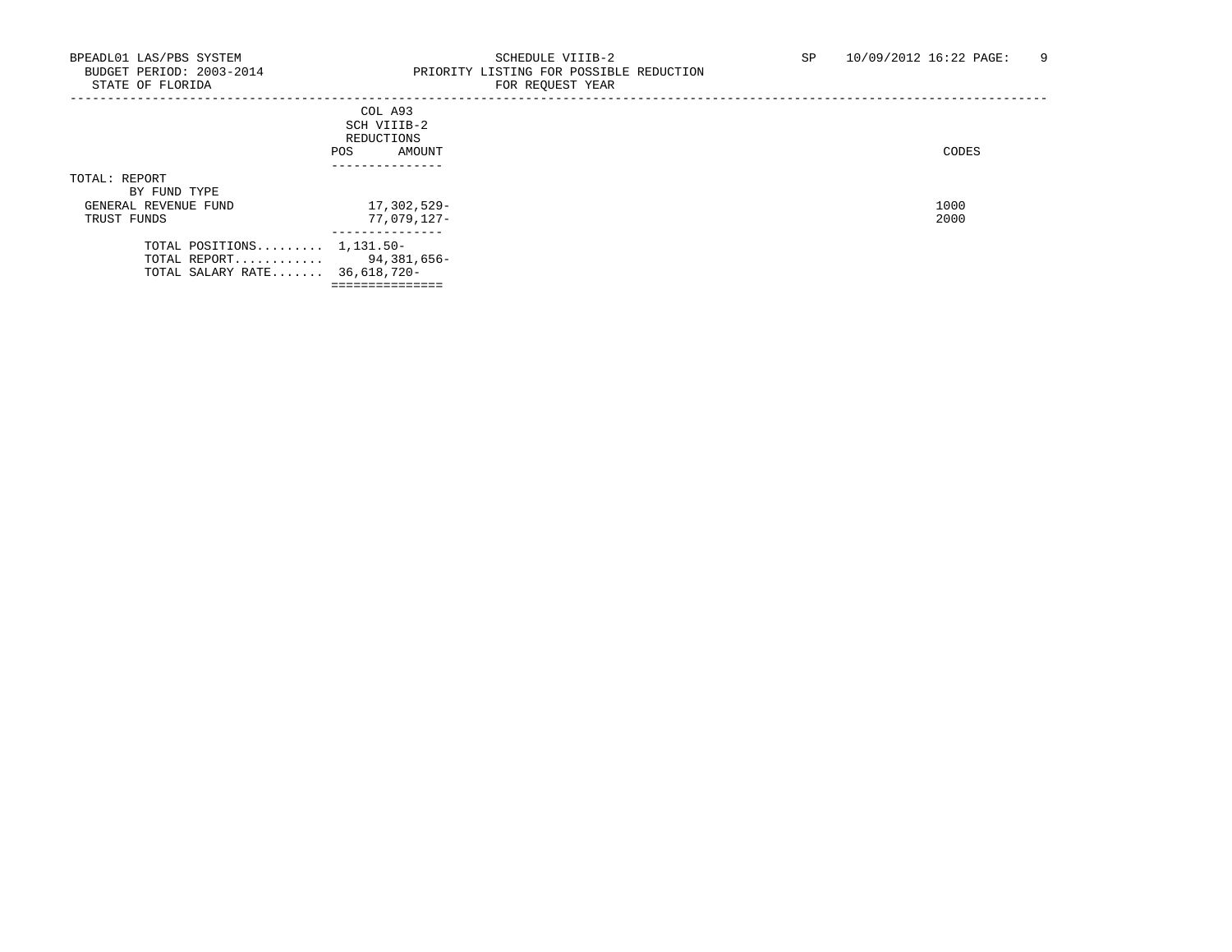BPEADL01 LAS/PBS SYSTEM
BUDGET PERIOD: 2003-2014
STATE OF FLORIDA

SCHEDULE VIIIB-2
PRIORITY LISTING FOR POSSIBLE REDUCTION
FOR REQUEST YEAR

SP 10/09/2012 16:22

| | COL A93 SCH VIIIB-2 REDUCTIONS POS AMOUNT | CODES |
|---|---|---|
| TOTAL: REPORT | | |
| BY FUND TYPE | | |
| GENERAL REVENUE FUND | 17,302,529- | 1000 |
| TRUST FUNDS | 77,079,127- | 2000 |
| TOTAL POSITIONS......... | 1,131.50- | |
| TOTAL REPORT............ | 94,381,656- | |
| TOTAL SALARY RATE....... | 36,618,720- | |